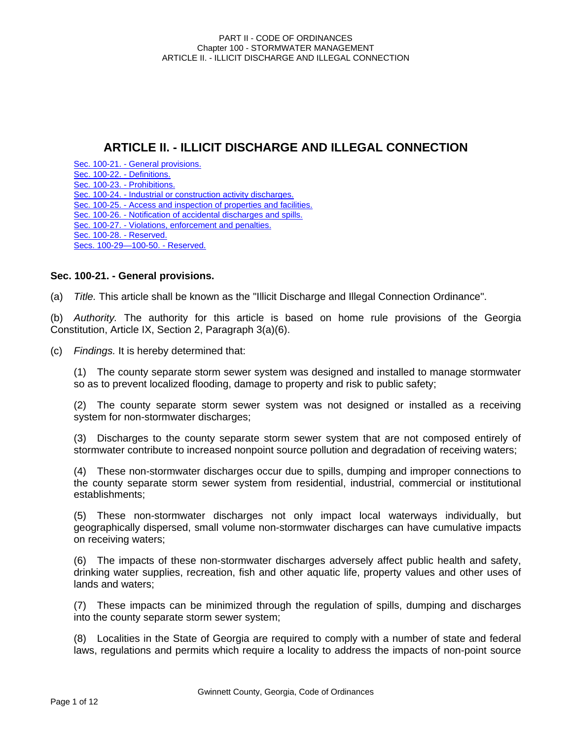# ARTICLE II. - ILLICIT DISCHARGE AND ILLEGAL CONNECTION

Sec. 100-21. - General provisions.
Sec. 100-22. - Definitions.
Sec. 100-23. - Prohibitions.
Sec. 100-24. - Industrial or construction activity discharges.
Sec. 100-25. - Access and inspection of properties and facilities.
Sec. 100-26. - Notification of accidental discharges and spills.
Sec. 100-27. - Violations, enforcement and penalties.
Sec. 100-28. - Reserved.
Secs. 100-29—100-50. - Reserved.

### Sec. 100-21. - General provisions.

(a) *Title.* This article shall be known as the "Illicit Discharge and Illegal Connection Ordinance".

(b) *Authority.* The authority for this article is based on home rule provisions of the Georgia Constitution, Article IX, Section 2, Paragraph 3(a)(6).

(c) *Findings.* It is hereby determined that:

(1) The county separate storm sewer system was designed and installed to manage stormwater so as to prevent localized flooding, damage to property and risk to public safety;

(2) The county separate storm sewer system was not designed or installed as a receiving system for non-stormwater discharges;

(3) Discharges to the county separate storm sewer system that are not composed entirely of stormwater contribute to increased nonpoint source pollution and degradation of receiving waters;

(4) These non-stormwater discharges occur due to spills, dumping and improper connections to the county separate storm sewer system from residential, industrial, commercial or institutional establishments;

(5) These non-stormwater discharges not only impact local waterways individually, but geographically dispersed, small volume non-stormwater discharges can have cumulative impacts on receiving waters;

(6) The impacts of these non-stormwater discharges adversely affect public health and safety, drinking water supplies, recreation, fish and other aquatic life, property values and other uses of lands and waters;

(7) These impacts can be minimized through the regulation of spills, dumping and discharges into the county separate storm sewer system;

(8) Localities in the State of Georgia are required to comply with a number of state and federal laws, regulations and permits which require a locality to address the impacts of non-point source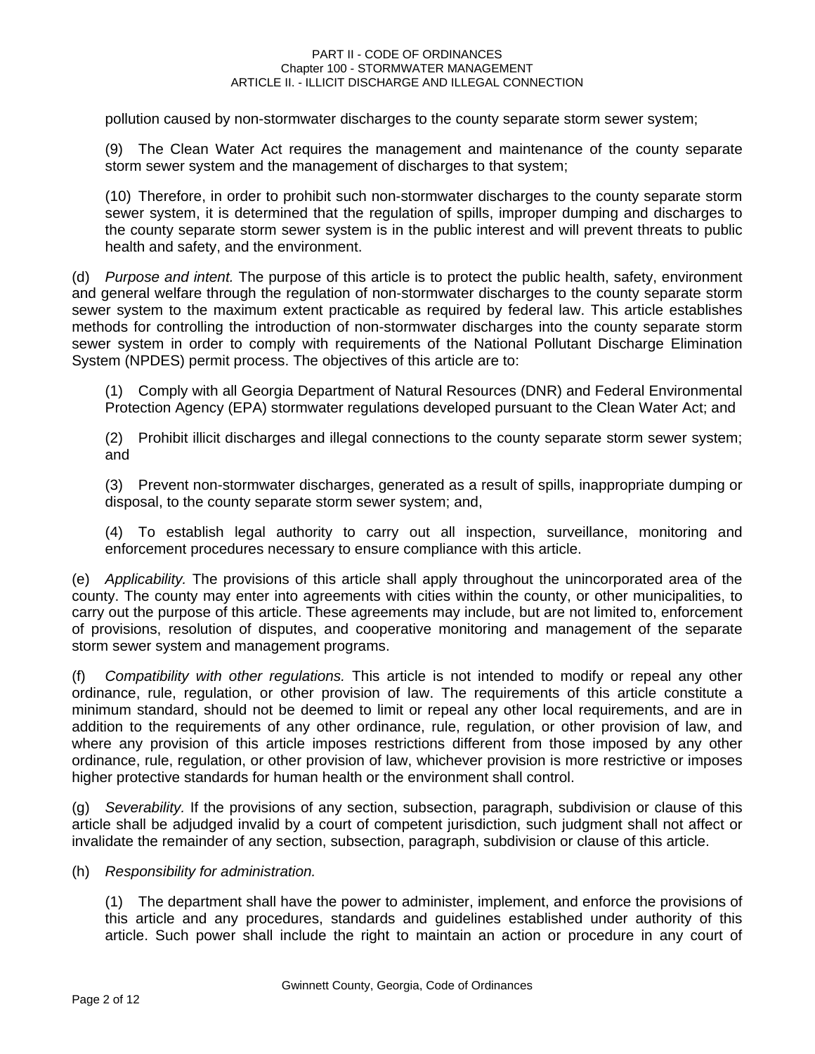pollution caused by non-stormwater discharges to the county separate storm sewer system;

(9) The Clean Water Act requires the management and maintenance of the county separate storm sewer system and the management of discharges to that system;

(10) Therefore, in order to prohibit such non-stormwater discharges to the county separate storm sewer system, it is determined that the regulation of spills, improper dumping and discharges to the county separate storm sewer system is in the public interest and will prevent threats to public health and safety, and the environment.

(d) *Purpose and intent.* The purpose of this article is to protect the public health, safety, environment and general welfare through the regulation of non-stormwater discharges to the county separate storm sewer system to the maximum extent practicable as required by federal law. This article establishes methods for controlling the introduction of non-stormwater discharges into the county separate storm sewer system in order to comply with requirements of the National Pollutant Discharge Elimination System (NPDES) permit process. The objectives of this article are to:

(1) Comply with all Georgia Department of Natural Resources (DNR) and Federal Environmental Protection Agency (EPA) stormwater regulations developed pursuant to the Clean Water Act; and

(2) Prohibit illicit discharges and illegal connections to the county separate storm sewer system; and

(3) Prevent non-stormwater discharges, generated as a result of spills, inappropriate dumping or disposal, to the county separate storm sewer system; and,

(4) To establish legal authority to carry out all inspection, surveillance, monitoring and enforcement procedures necessary to ensure compliance with this article.

(e) *Applicability.* The provisions of this article shall apply throughout the unincorporated area of the county. The county may enter into agreements with cities within the county, or other municipalities, to carry out the purpose of this article. These agreements may include, but are not limited to, enforcement of provisions, resolution of disputes, and cooperative monitoring and management of the separate storm sewer system and management programs.

(f) *Compatibility with other regulations.* This article is not intended to modify or repeal any other ordinance, rule, regulation, or other provision of law. The requirements of this article constitute a minimum standard, should not be deemed to limit or repeal any other local requirements, and are in addition to the requirements of any other ordinance, rule, regulation, or other provision of law, and where any provision of this article imposes restrictions different from those imposed by any other ordinance, rule, regulation, or other provision of law, whichever provision is more restrictive or imposes higher protective standards for human health or the environment shall control.

(g) *Severability.* If the provisions of any section, subsection, paragraph, subdivision or clause of this article shall be adjudged invalid by a court of competent jurisdiction, such judgment shall not affect or invalidate the remainder of any section, subsection, paragraph, subdivision or clause of this article.

(h) *Responsibility for administration.*

(1) The department shall have the power to administer, implement, and enforce the provisions of this article and any procedures, standards and guidelines established under authority of this article. Such power shall include the right to maintain an action or procedure in any court of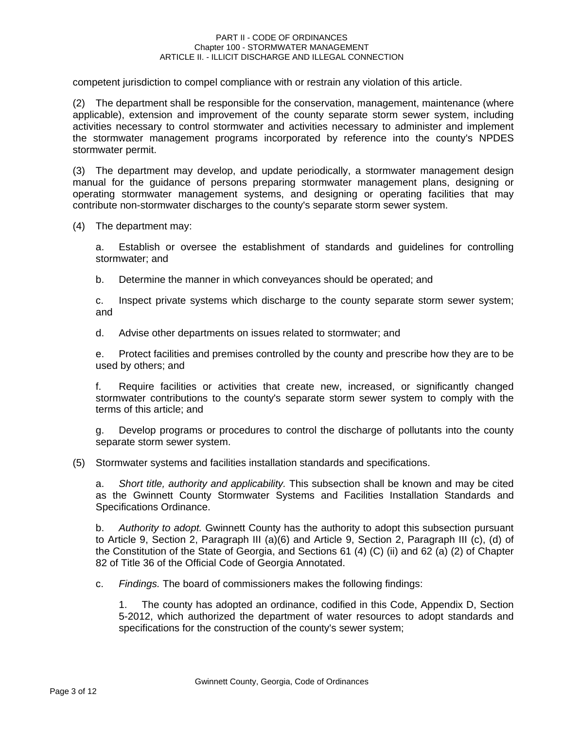competent jurisdiction to compel compliance with or restrain any violation of this article.

(2) The department shall be responsible for the conservation, management, maintenance (where applicable), extension and improvement of the county separate storm sewer system, including activities necessary to control stormwater and activities necessary to administer and implement the stormwater management programs incorporated by reference into the county's NPDES stormwater permit.

(3) The department may develop, and update periodically, a stormwater management design manual for the guidance of persons preparing stormwater management plans, designing or operating stormwater management systems, and designing or operating facilities that may contribute non-stormwater discharges to the county's separate storm sewer system.

(4) The department may:

a. Establish or oversee the establishment of standards and guidelines for controlling stormwater; and

b. Determine the manner in which conveyances should be operated; and

c. Inspect private systems which discharge to the county separate storm sewer system; and

d. Advise other departments on issues related to stormwater; and

e. Protect facilities and premises controlled by the county and prescribe how they are to be used by others; and

f. Require facilities or activities that create new, increased, or significantly changed stormwater contributions to the county's separate storm sewer system to comply with the terms of this article; and

g. Develop programs or procedures to control the discharge of pollutants into the county separate storm sewer system.

(5) Stormwater systems and facilities installation standards and specifications.

a. *Short title, authority and applicability.* This subsection shall be known and may be cited as the Gwinnett County Stormwater Systems and Facilities Installation Standards and Specifications Ordinance.

b. *Authority to adopt.* Gwinnett County has the authority to adopt this subsection pursuant to Article 9, Section 2, Paragraph III (a)(6) and Article 9, Section 2, Paragraph III (c), (d) of the Constitution of the State of Georgia, and Sections 61 (4) (C) (ii) and 62 (a) (2) of Chapter 82 of Title 36 of the Official Code of Georgia Annotated.

c. *Findings.* The board of commissioners makes the following findings:

1. The county has adopted an ordinance, codified in this Code, Appendix D, Section 5-2012, which authorized the department of water resources to adopt standards and specifications for the construction of the county's sewer system;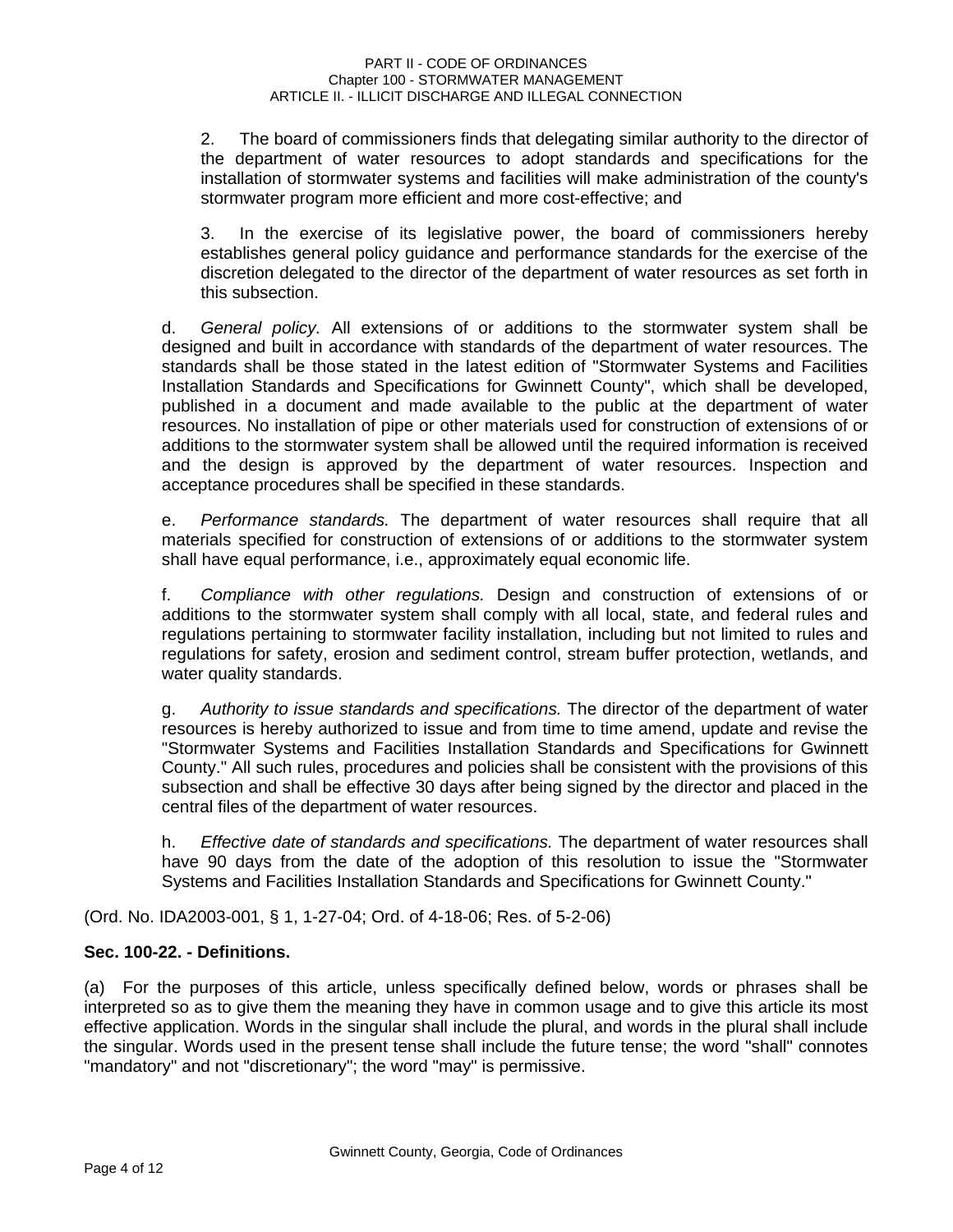2. The board of commissioners finds that delegating similar authority to the director of the department of water resources to adopt standards and specifications for the installation of stormwater systems and facilities will make administration of the county's stormwater program more efficient and more cost-effective; and

3. In the exercise of its legislative power, the board of commissioners hereby establishes general policy guidance and performance standards for the exercise of the discretion delegated to the director of the department of water resources as set forth in this subsection.

d. *General policy.* All extensions of or additions to the stormwater system shall be designed and built in accordance with standards of the department of water resources. The standards shall be those stated in the latest edition of "Stormwater Systems and Facilities Installation Standards and Specifications for Gwinnett County", which shall be developed, published in a document and made available to the public at the department of water resources. No installation of pipe or other materials used for construction of extensions of or additions to the stormwater system shall be allowed until the required information is received and the design is approved by the department of water resources. Inspection and acceptance procedures shall be specified in these standards.

e. *Performance standards.* The department of water resources shall require that all materials specified for construction of extensions of or additions to the stormwater system shall have equal performance, i.e., approximately equal economic life.

f. *Compliance with other regulations.* Design and construction of extensions of or additions to the stormwater system shall comply with all local, state, and federal rules and regulations pertaining to stormwater facility installation, including but not limited to rules and regulations for safety, erosion and sediment control, stream buffer protection, wetlands, and water quality standards.

g. *Authority to issue standards and specifications.* The director of the department of water resources is hereby authorized to issue and from time to time amend, update and revise the "Stormwater Systems and Facilities Installation Standards and Specifications for Gwinnett County." All such rules, procedures and policies shall be consistent with the provisions of this subsection and shall be effective 30 days after being signed by the director and placed in the central files of the department of water resources.

h. *Effective date of standards and specifications.* The department of water resources shall have 90 days from the date of the adoption of this resolution to issue the "Stormwater Systems and Facilities Installation Standards and Specifications for Gwinnett County."

(Ord. No. IDA2003-001, § 1, 1-27-04; Ord. of 4-18-06; Res. of 5-2-06)

### Sec. 100-22. - Definitions.

(a) For the purposes of this article, unless specifically defined below, words or phrases shall be interpreted so as to give them the meaning they have in common usage and to give this article its most effective application. Words in the singular shall include the plural, and words in the plural shall include the singular. Words used in the present tense shall include the future tense; the word "shall" connotes "mandatory" and not "discretionary"; the word "may" is permissive.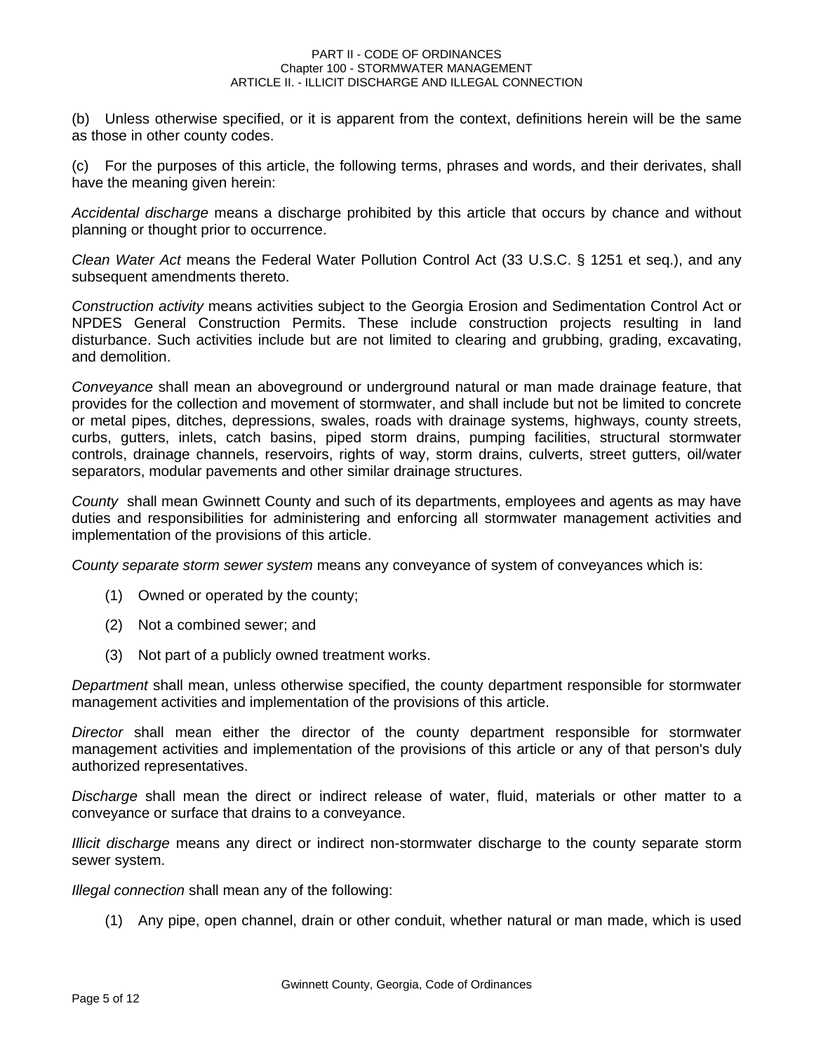(b) Unless otherwise specified, or it is apparent from the context, definitions herein will be the same as those in other county codes.

(c) For the purposes of this article, the following terms, phrases and words, and their derivates, shall have the meaning given herein:

*Accidental discharge* means a discharge prohibited by this article that occurs by chance and without planning or thought prior to occurrence.

*Clean Water Act* means the Federal Water Pollution Control Act (33 U.S.C. § 1251 et seq.), and any subsequent amendments thereto.

*Construction activity* means activities subject to the Georgia Erosion and Sedimentation Control Act or NPDES General Construction Permits. These include construction projects resulting in land disturbance. Such activities include but are not limited to clearing and grubbing, grading, excavating, and demolition.

*Conveyance* shall mean an aboveground or underground natural or man made drainage feature, that provides for the collection and movement of stormwater, and shall include but not be limited to concrete or metal pipes, ditches, depressions, swales, roads with drainage systems, highways, county streets, curbs, gutters, inlets, catch basins, piped storm drains, pumping facilities, structural stormwater controls, drainage channels, reservoirs, rights of way, storm drains, culverts, street gutters, oil/water separators, modular pavements and other similar drainage structures.

*County* shall mean Gwinnett County and such of its departments, employees and agents as may have duties and responsibilities for administering and enforcing all stormwater management activities and implementation of the provisions of this article.

*County separate storm sewer system* means any conveyance of system of conveyances which is:

(1) Owned or operated by the county;

(2) Not a combined sewer; and

(3) Not part of a publicly owned treatment works.

*Department* shall mean, unless otherwise specified, the county department responsible for stormwater management activities and implementation of the provisions of this article.

*Director* shall mean either the director of the county department responsible for stormwater management activities and implementation of the provisions of this article or any of that person's duly authorized representatives.

*Discharge* shall mean the direct or indirect release of water, fluid, materials or other matter to a conveyance or surface that drains to a conveyance.

*Illicit discharge* means any direct or indirect non-stormwater discharge to the county separate storm sewer system.

*Illegal connection* shall mean any of the following:

(1) Any pipe, open channel, drain or other conduit, whether natural or man made, which is used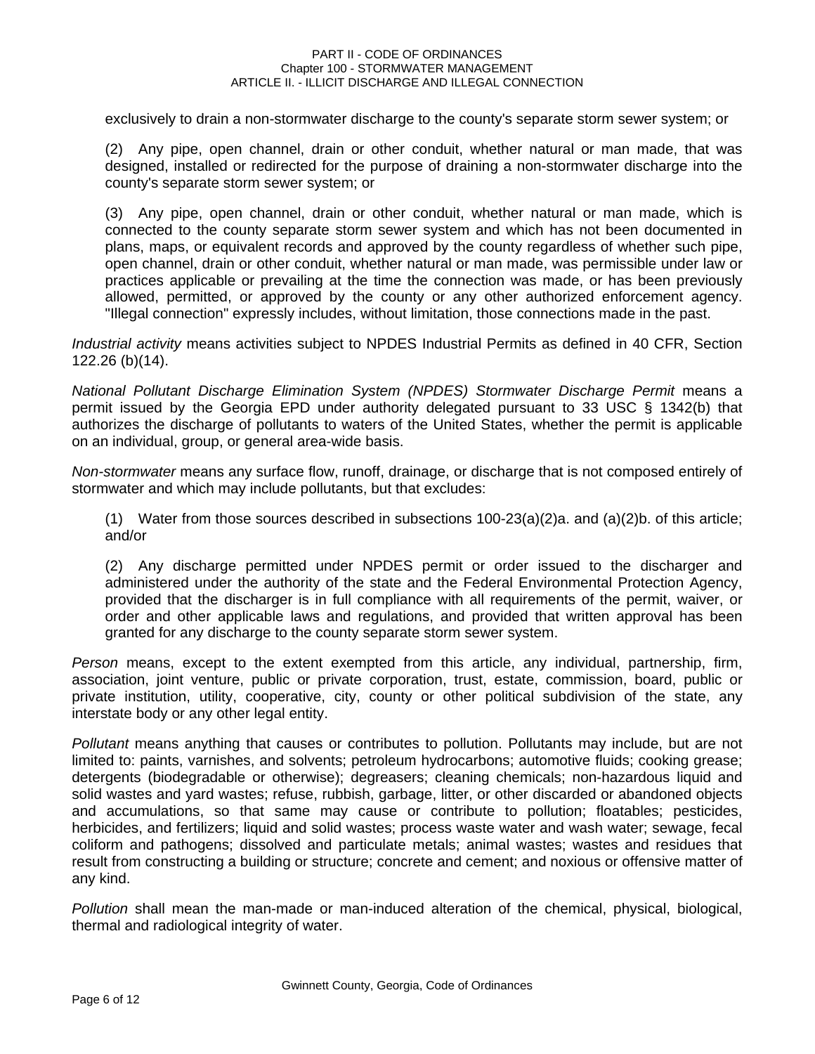exclusively to drain a non-stormwater discharge to the county's separate storm sewer system; or

(2) Any pipe, open channel, drain or other conduit, whether natural or man made, that was designed, installed or redirected for the purpose of draining a non-stormwater discharge into the county's separate storm sewer system; or

(3) Any pipe, open channel, drain or other conduit, whether natural or man made, which is connected to the county separate storm sewer system and which has not been documented in plans, maps, or equivalent records and approved by the county regardless of whether such pipe, open channel, drain or other conduit, whether natural or man made, was permissible under law or practices applicable or prevailing at the time the connection was made, or has been previously allowed, permitted, or approved by the county or any other authorized enforcement agency. "Illegal connection" expressly includes, without limitation, those connections made in the past.

*Industrial activity* means activities subject to NPDES Industrial Permits as defined in 40 CFR, Section 122.26 (b)(14).

*National Pollutant Discharge Elimination System (NPDES) Stormwater Discharge Permit* means a permit issued by the Georgia EPD under authority delegated pursuant to 33 USC § 1342(b) that authorizes the discharge of pollutants to waters of the United States, whether the permit is applicable on an individual, group, or general area-wide basis.

*Non-stormwater* means any surface flow, runoff, drainage, or discharge that is not composed entirely of stormwater and which may include pollutants, but that excludes:

(1) Water from those sources described in subsections 100-23(a)(2)a. and (a)(2)b. of this article; and/or

(2) Any discharge permitted under NPDES permit or order issued to the discharger and administered under the authority of the state and the Federal Environmental Protection Agency, provided that the discharger is in full compliance with all requirements of the permit, waiver, or order and other applicable laws and regulations, and provided that written approval has been granted for any discharge to the county separate storm sewer system.

*Person* means, except to the extent exempted from this article, any individual, partnership, firm, association, joint venture, public or private corporation, trust, estate, commission, board, public or private institution, utility, cooperative, city, county or other political subdivision of the state, any interstate body or any other legal entity.

*Pollutant* means anything that causes or contributes to pollution. Pollutants may include, but are not limited to: paints, varnishes, and solvents; petroleum hydrocarbons; automotive fluids; cooking grease; detergents (biodegradable or otherwise); degreasers; cleaning chemicals; non-hazardous liquid and solid wastes and yard wastes; refuse, rubbish, garbage, litter, or other discarded or abandoned objects and accumulations, so that same may cause or contribute to pollution; floatables; pesticides, herbicides, and fertilizers; liquid and solid wastes; process waste water and wash water; sewage, fecal coliform and pathogens; dissolved and particulate metals; animal wastes; wastes and residues that result from constructing a building or structure; concrete and cement; and noxious or offensive matter of any kind.

*Pollution* shall mean the man-made or man-induced alteration of the chemical, physical, biological, thermal and radiological integrity of water.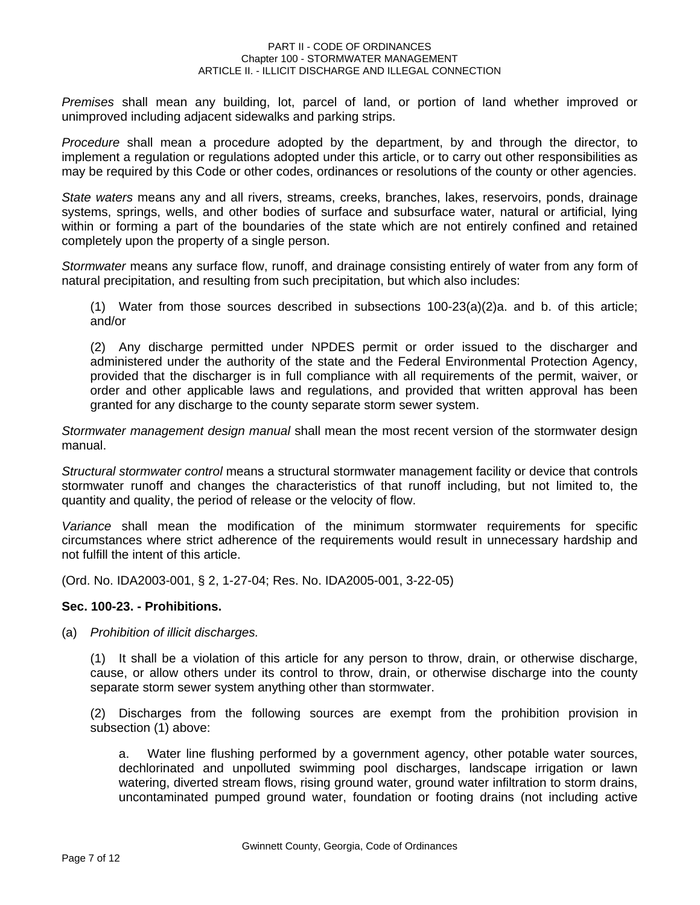*Premises* shall mean any building, lot, parcel of land, or portion of land whether improved or unimproved including adjacent sidewalks and parking strips.

*Procedure* shall mean a procedure adopted by the department, by and through the director, to implement a regulation or regulations adopted under this article, or to carry out other responsibilities as may be required by this Code or other codes, ordinances or resolutions of the county or other agencies.

*State waters* means any and all rivers, streams, creeks, branches, lakes, reservoirs, ponds, drainage systems, springs, wells, and other bodies of surface and subsurface water, natural or artificial, lying within or forming a part of the boundaries of the state which are not entirely confined and retained completely upon the property of a single person.

*Stormwater* means any surface flow, runoff, and drainage consisting entirely of water from any form of natural precipitation, and resulting from such precipitation, but which also includes:

(1) Water from those sources described in subsections 100-23(a)(2)a. and b. of this article; and/or

(2) Any discharge permitted under NPDES permit or order issued to the discharger and administered under the authority of the state and the Federal Environmental Protection Agency, provided that the discharger is in full compliance with all requirements of the permit, waiver, or order and other applicable laws and regulations, and provided that written approval has been granted for any discharge to the county separate storm sewer system.

*Stormwater management design manual* shall mean the most recent version of the stormwater design manual.

*Structural stormwater control* means a structural stormwater management facility or device that controls stormwater runoff and changes the characteristics of that runoff including, but not limited to, the quantity and quality, the period of release or the velocity of flow.

*Variance* shall mean the modification of the minimum stormwater requirements for specific circumstances where strict adherence of the requirements would result in unnecessary hardship and not fulfill the intent of this article.

(Ord. No. IDA2003-001, § 2, 1-27-04; Res. No. IDA2005-001, 3-22-05)

**Sec. 100-23. - Prohibitions.**

(a) *Prohibition of illicit discharges.*

(1) It shall be a violation of this article for any person to throw, drain, or otherwise discharge, cause, or allow others under its control to throw, drain, or otherwise discharge into the county separate storm sewer system anything other than stormwater.

(2) Discharges from the following sources are exempt from the prohibition provision in subsection (1) above:

a. Water line flushing performed by a government agency, other potable water sources, dechlorinated and unpolluted swimming pool discharges, landscape irrigation or lawn watering, diverted stream flows, rising ground water, ground water infiltration to storm drains, uncontaminated pumped ground water, foundation or footing drains (not including active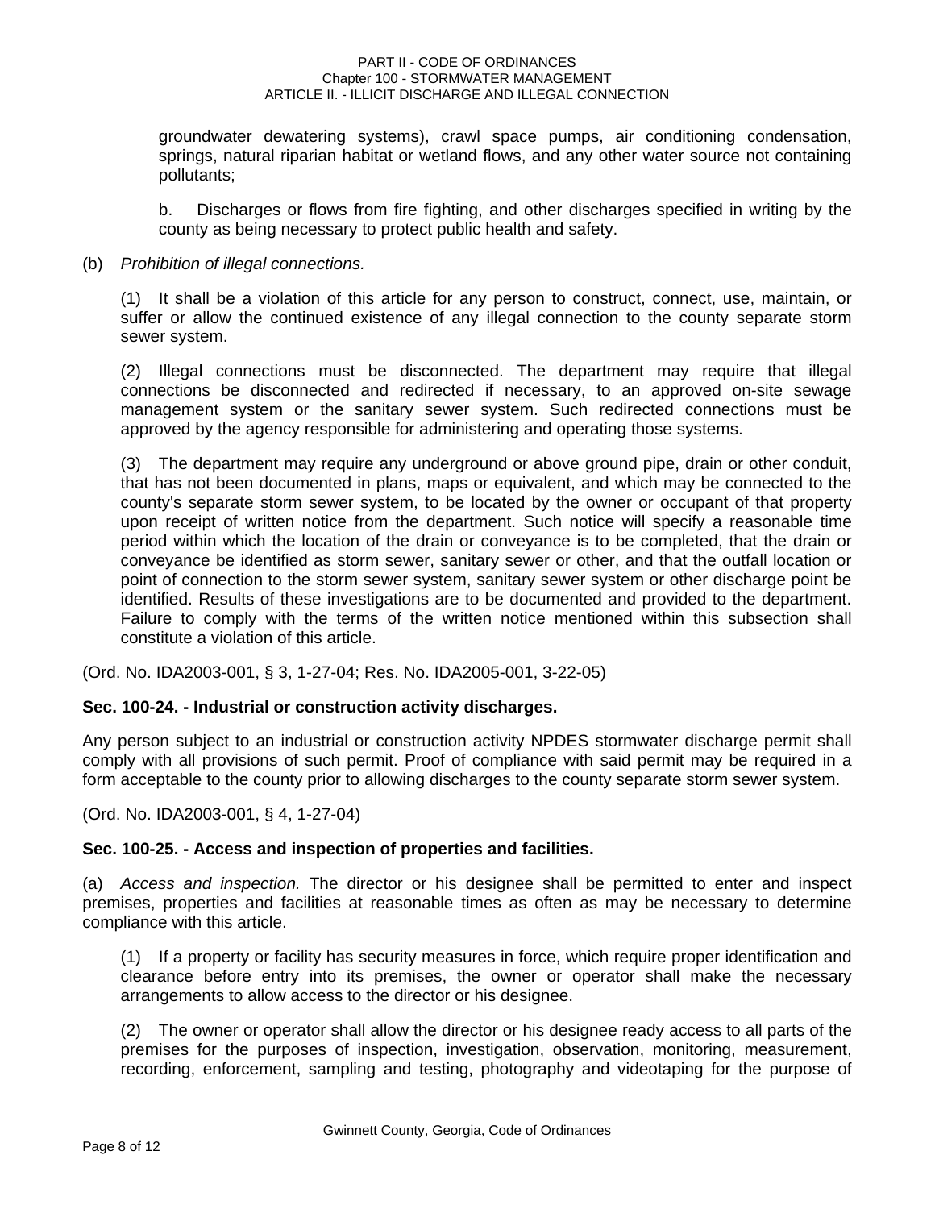groundwater dewatering systems), crawl space pumps, air conditioning condensation, springs, natural riparian habitat or wetland flows, and any other water source not containing pollutants;

b. Discharges or flows from fire fighting, and other discharges specified in writing by the county as being necessary to protect public health and safety.

(b) *Prohibition of illegal connections.*

(1) It shall be a violation of this article for any person to construct, connect, use, maintain, or suffer or allow the continued existence of any illegal connection to the county separate storm sewer system.

(2) Illegal connections must be disconnected. The department may require that illegal connections be disconnected and redirected if necessary, to an approved on-site sewage management system or the sanitary sewer system. Such redirected connections must be approved by the agency responsible for administering and operating those systems.

(3) The department may require any underground or above ground pipe, drain or other conduit, that has not been documented in plans, maps or equivalent, and which may be connected to the county's separate storm sewer system, to be located by the owner or occupant of that property upon receipt of written notice from the department. Such notice will specify a reasonable time period within which the location of the drain or conveyance is to be completed, that the drain or conveyance be identified as storm sewer, sanitary sewer or other, and that the outfall location or point of connection to the storm sewer system, sanitary sewer system or other discharge point be identified. Results of these investigations are to be documented and provided to the department. Failure to comply with the terms of the written notice mentioned within this subsection shall constitute a violation of this article.

(Ord. No. IDA2003-001, § 3, 1-27-04; Res. No. IDA2005-001, 3-22-05)

**Sec. 100-24. - Industrial or construction activity discharges.**

Any person subject to an industrial or construction activity NPDES stormwater discharge permit shall comply with all provisions of such permit. Proof of compliance with said permit may be required in a form acceptable to the county prior to allowing discharges to the county separate storm sewer system.

(Ord. No. IDA2003-001, § 4, 1-27-04)

**Sec. 100-25. - Access and inspection of properties and facilities.**

(a) *Access and inspection.* The director or his designee shall be permitted to enter and inspect premises, properties and facilities at reasonable times as often as may be necessary to determine compliance with this article.

(1) If a property or facility has security measures in force, which require proper identification and clearance before entry into its premises, the owner or operator shall make the necessary arrangements to allow access to the director or his designee.

(2) The owner or operator shall allow the director or his designee ready access to all parts of the premises for the purposes of inspection, investigation, observation, monitoring, measurement, recording, enforcement, sampling and testing, photography and videotaping for the purpose of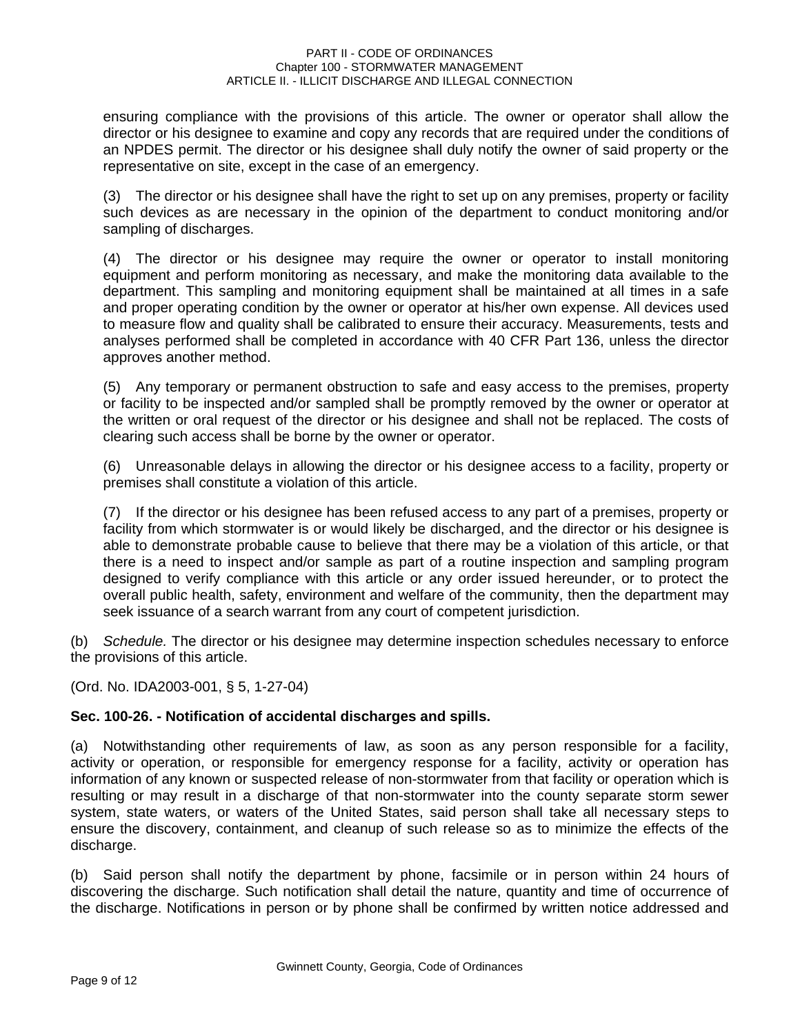ensuring compliance with the provisions of this article. The owner or operator shall allow the director or his designee to examine and copy any records that are required under the conditions of an NPDES permit. The director or his designee shall duly notify the owner of said property or the representative on site, except in the case of an emergency.

(3) The director or his designee shall have the right to set up on any premises, property or facility such devices as are necessary in the opinion of the department to conduct monitoring and/or sampling of discharges.

(4) The director or his designee may require the owner or operator to install monitoring equipment and perform monitoring as necessary, and make the monitoring data available to the department. This sampling and monitoring equipment shall be maintained at all times in a safe and proper operating condition by the owner or operator at his/her own expense. All devices used to measure flow and quality shall be calibrated to ensure their accuracy. Measurements, tests and analyses performed shall be completed in accordance with 40 CFR Part 136, unless the director approves another method.

(5) Any temporary or permanent obstruction to safe and easy access to the premises, property or facility to be inspected and/or sampled shall be promptly removed by the owner or operator at the written or oral request of the director or his designee and shall not be replaced. The costs of clearing such access shall be borne by the owner or operator.

(6) Unreasonable delays in allowing the director or his designee access to a facility, property or premises shall constitute a violation of this article.

(7) If the director or his designee has been refused access to any part of a premises, property or facility from which stormwater is or would likely be discharged, and the director or his designee is able to demonstrate probable cause to believe that there may be a violation of this article, or that there is a need to inspect and/or sample as part of a routine inspection and sampling program designed to verify compliance with this article or any order issued hereunder, or to protect the overall public health, safety, environment and welfare of the community, then the department may seek issuance of a search warrant from any court of competent jurisdiction.

(b) *Schedule.* The director or his designee may determine inspection schedules necessary to enforce the provisions of this article.

(Ord. No. IDA2003-001, § 5, 1-27-04)

**Sec. 100-26. - Notification of accidental discharges and spills.**

(a) Notwithstanding other requirements of law, as soon as any person responsible for a facility, activity or operation, or responsible for emergency response for a facility, activity or operation has information of any known or suspected release of non-stormwater from that facility or operation which is resulting or may result in a discharge of that non-stormwater into the county separate storm sewer system, state waters, or waters of the United States, said person shall take all necessary steps to ensure the discovery, containment, and cleanup of such release so as to minimize the effects of the discharge.

(b) Said person shall notify the department by phone, facsimile or in person within 24 hours of discovering the discharge. Such notification shall detail the nature, quantity and time of occurrence of the discharge. Notifications in person or by phone shall be confirmed by written notice addressed and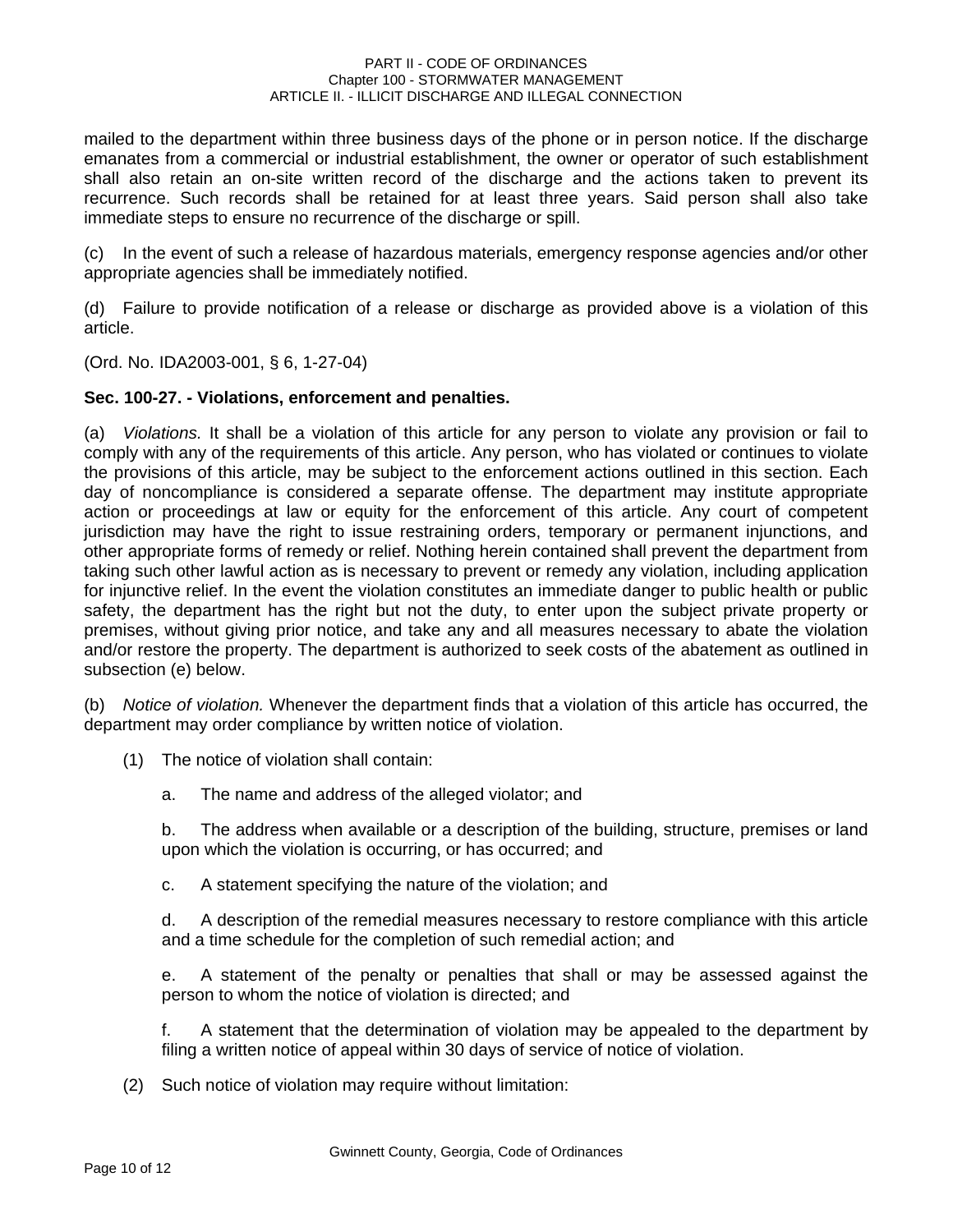mailed to the department within three business days of the phone or in person notice. If the discharge emanates from a commercial or industrial establishment, the owner or operator of such establishment shall also retain an on-site written record of the discharge and the actions taken to prevent its recurrence. Such records shall be retained for at least three years. Said person shall also take immediate steps to ensure no recurrence of the discharge or spill.

(c) In the event of such a release of hazardous materials, emergency response agencies and/or other appropriate agencies shall be immediately notified.

(d) Failure to provide notification of a release or discharge as provided above is a violation of this article.

(Ord. No. IDA2003-001, § 6, 1-27-04)

**Sec. 100-27. - Violations, enforcement and penalties.**

(a) *Violations.* It shall be a violation of this article for any person to violate any provision or fail to comply with any of the requirements of this article. Any person, who has violated or continues to violate the provisions of this article, may be subject to the enforcement actions outlined in this section. Each day of noncompliance is considered a separate offense. The department may institute appropriate action or proceedings at law or equity for the enforcement of this article. Any court of competent jurisdiction may have the right to issue restraining orders, temporary or permanent injunctions, and other appropriate forms of remedy or relief. Nothing herein contained shall prevent the department from taking such other lawful action as is necessary to prevent or remedy any violation, including application for injunctive relief. In the event the violation constitutes an immediate danger to public health or public safety, the department has the right but not the duty, to enter upon the subject private property or premises, without giving prior notice, and take any and all measures necessary to abate the violation and/or restore the property. The department is authorized to seek costs of the abatement as outlined in subsection (e) below.

(b) *Notice of violation.* Whenever the department finds that a violation of this article has occurred, the department may order compliance by written notice of violation.

(1) The notice of violation shall contain:

a. The name and address of the alleged violator; and

b. The address when available or a description of the building, structure, premises or land upon which the violation is occurring, or has occurred; and

c. A statement specifying the nature of the violation; and

d. A description of the remedial measures necessary to restore compliance with this article and a time schedule for the completion of such remedial action; and

e. A statement of the penalty or penalties that shall or may be assessed against the person to whom the notice of violation is directed; and

f. A statement that the determination of violation may be appealed to the department by filing a written notice of appeal within 30 days of service of notice of violation.

(2) Such notice of violation may require without limitation: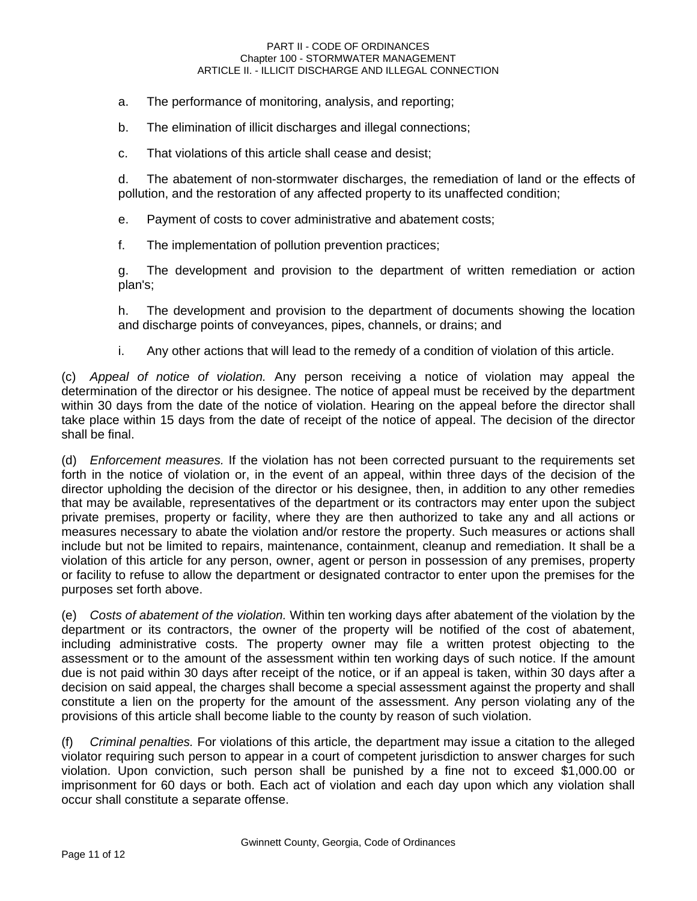a. The performance of monitoring, analysis, and reporting;

b. The elimination of illicit discharges and illegal connections;

c. That violations of this article shall cease and desist;

d. The abatement of non-stormwater discharges, the remediation of land or the effects of pollution, and the restoration of any affected property to its unaffected condition;

e. Payment of costs to cover administrative and abatement costs;

f. The implementation of pollution prevention practices;

g. The development and provision to the department of written remediation or action plan's;

h. The development and provision to the department of documents showing the location and discharge points of conveyances, pipes, channels, or drains; and

i. Any other actions that will lead to the remedy of a condition of violation of this article.

(c) *Appeal of notice of violation.* Any person receiving a notice of violation may appeal the determination of the director or his designee. The notice of appeal must be received by the department within 30 days from the date of the notice of violation. Hearing on the appeal before the director shall take place within 15 days from the date of receipt of the notice of appeal. The decision of the director shall be final.

(d) *Enforcement measures.* If the violation has not been corrected pursuant to the requirements set forth in the notice of violation or, in the event of an appeal, within three days of the decision of the director upholding the decision of the director or his designee, then, in addition to any other remedies that may be available, representatives of the department or its contractors may enter upon the subject private premises, property or facility, where they are then authorized to take any and all actions or measures necessary to abate the violation and/or restore the property. Such measures or actions shall include but not be limited to repairs, maintenance, containment, cleanup and remediation. It shall be a violation of this article for any person, owner, agent or person in possession of any premises, property or facility to refuse to allow the department or designated contractor to enter upon the premises for the purposes set forth above.

(e) *Costs of abatement of the violation.* Within ten working days after abatement of the violation by the department or its contractors, the owner of the property will be notified of the cost of abatement, including administrative costs. The property owner may file a written protest objecting to the assessment or to the amount of the assessment within ten working days of such notice. If the amount due is not paid within 30 days after receipt of the notice, or if an appeal is taken, within 30 days after a decision on said appeal, the charges shall become a special assessment against the property and shall constitute a lien on the property for the amount of the assessment. Any person violating any of the provisions of this article shall become liable to the county by reason of such violation.

(f) *Criminal penalties.* For violations of this article, the department may issue a citation to the alleged violator requiring such person to appear in a court of competent jurisdiction to answer charges for such violation. Upon conviction, such person shall be punished by a fine not to exceed $1,000.00 or imprisonment for 60 days or both. Each act of violation and each day upon which any violation shall occur shall constitute a separate offense.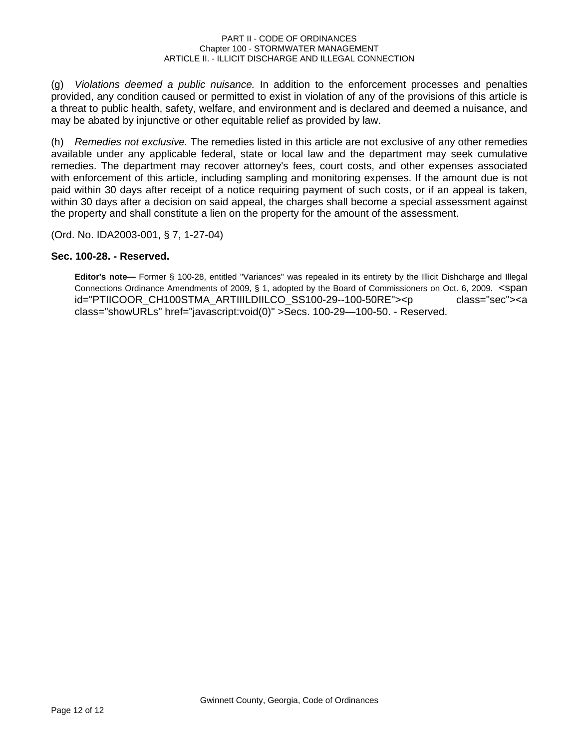(g) *Violations deemed a public nuisance.* In addition to the enforcement processes and penalties provided, any condition caused or permitted to exist in violation of any of the provisions of this article is a threat to public health, safety, welfare, and environment and is declared and deemed a nuisance, and may be abated by injunctive or other equitable relief as provided by law.

(h) *Remedies not exclusive.* The remedies listed in this article are not exclusive of any other remedies available under any applicable federal, state or local law and the department may seek cumulative remedies. The department may recover attorney's fees, court costs, and other expenses associated with enforcement of this article, including sampling and monitoring expenses. If the amount due is not paid within 30 days after receipt of a notice requiring payment of such costs, or if an appeal is taken, within 30 days after a decision on said appeal, the charges shall become a special assessment against the property and shall constitute a lien on the property for the amount of the assessment.

(Ord. No. IDA2003-001, § 7, 1-27-04)

### Sec. 100-28. - Reserved.

**Editor's note—** Former § 100-28, entitled "Variances" was repealed in its entirety by the Illicit Dishcharge and Illegal Connections Ordinance Amendments of 2009, § 1, adopted by the Board of Commissioners on Oct. 6, 2009. <span id="PTIICOOR_CH100STMA_ARTIIILDIILCO_SS100-29--100-50RE"><p class="sec"><a class="showURLs" href="javascript:void(0)" >Secs. 100-29—100-50. - Reserved.